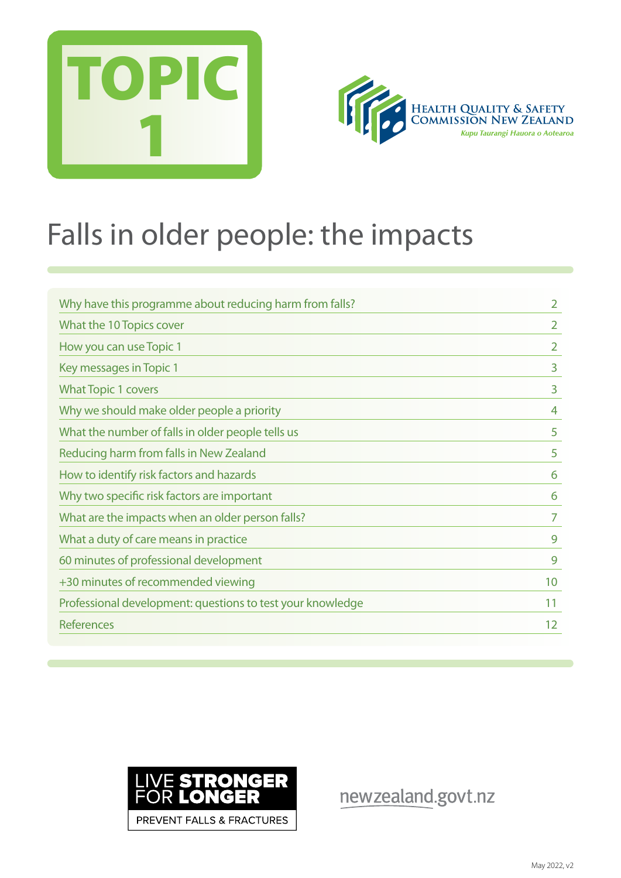TOPIC 1

Health Quality & Safety Commission New Zealand

*Kupu Taurangi Hauora o Aotearoa*

# Falls in older people: the impacts

| | |
|---|---|
| Why have this programme about reducing harm from falls? | 2 |
| What the 10 Topics cover | 2 |
| How you can use Topic 1 | 2 |
| Key messages in Topic 1 | 3 |
| What Topic 1 covers | 3 |
| Why we should make older people a priority | 4 |
| What the number of falls in older people tells us | 5 |
| Reducing harm from falls in New Zealand | 5 |
| How to identify risk factors and hazards | 6 |
| Why two specific risk factors are important | 6 |
| What are the impacts when an older person falls? | 7 |
| What a duty of care means in practice | 9 |
| 60 minutes of professional development | 9 |
| +30 minutes of recommended viewing | 10 |
| Professional development: questions to test your knowledge | 11 |
| References | 12 |

LIVE STRONGER FOR LONGER

PREVENT FALLS & FRACTURES

newzealand.govt.nz

May 2022, v2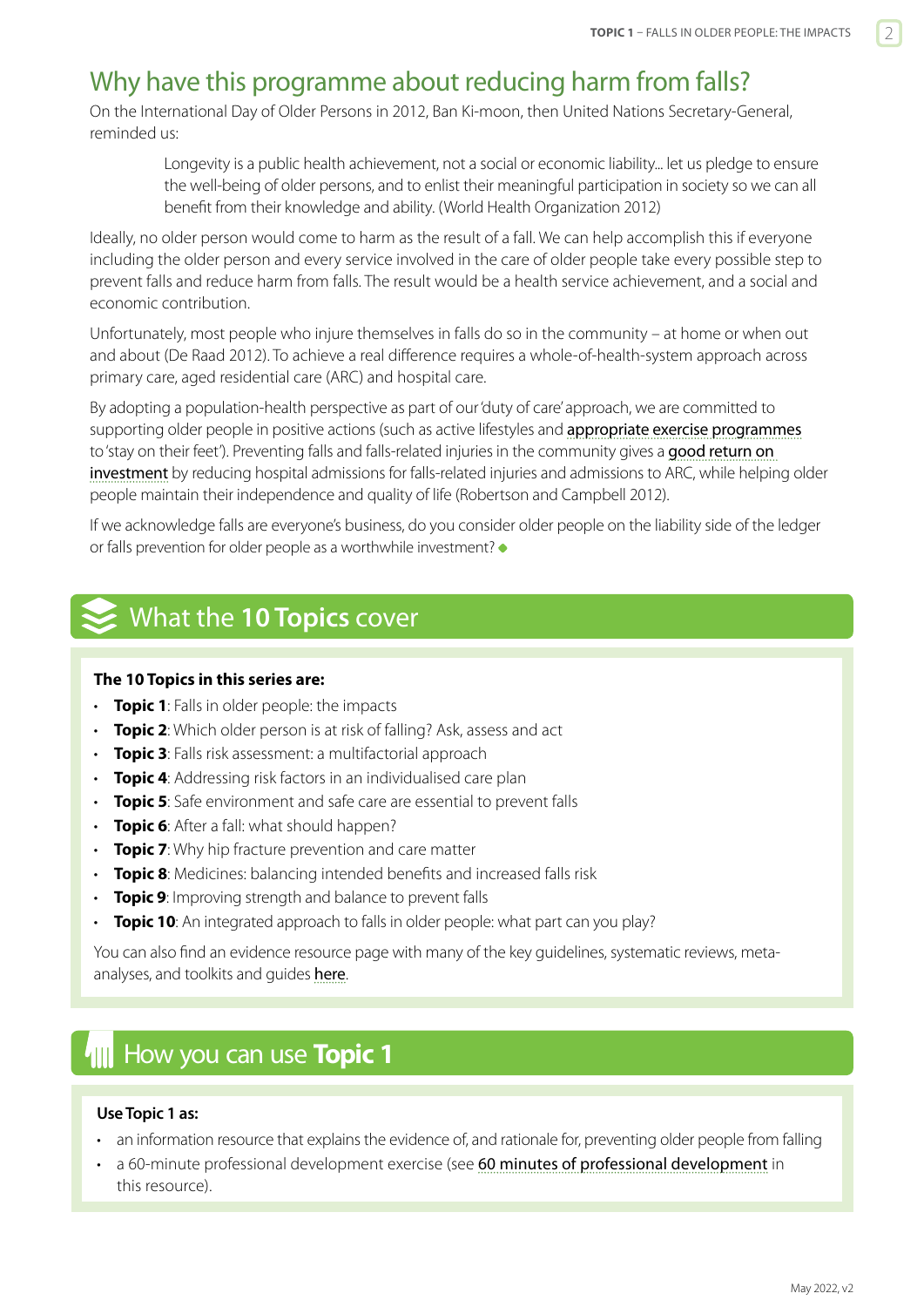## Why have this programme about reducing harm from falls?

On the International Day of Older Persons in 2012, Ban Ki-moon, then United Nations Secretary-General, reminded us:

> Longevity is a public health achievement, not a social or economic liability... let us pledge to ensure the well-being of older persons, and to enlist their meaningful participation in society so we can all benefit from their knowledge and ability. (World Health Organization 2012)

Ideally, no older person would come to harm as the result of a fall. We can help accomplish this if everyone including the older person and every service involved in the care of older people take every possible step to prevent falls and reduce harm from falls. The result would be a health service achievement, and a social and economic contribution.

Unfortunately, most people who injure themselves in falls do so in the community – at home or when out and about (De Raad 2012). To achieve a real difference requires a whole-of-health-system approach across primary care, aged residential care (ARC) and hospital care.

By adopting a population-health perspective as part of our 'duty of care' approach, we are committed to supporting older people in positive actions (such as active lifestyles and appropriate exercise programmes to 'stay on their feet'). Preventing falls and falls-related injuries in the community gives a good return on investment by reducing hospital admissions for falls-related injuries and admissions to ARC, while helping older people maintain their independence and quality of life (Robertson and Campbell 2012).

If we acknowledge falls are everyone's business, do you consider older people on the liability side of the ledger or falls prevention for older people as a worthwhile investment? ◆

## What the 10 Topics cover

**The 10 Topics in this series are:**

- **Topic 1**: Falls in older people: the impacts
- **Topic 2**: Which older person is at risk of falling? Ask, assess and act
- **Topic 3**: Falls risk assessment: a multifactorial approach
- **Topic 4**: Addressing risk factors in an individualised care plan
- **Topic 5**: Safe environment and safe care are essential to prevent falls
- **Topic 6**: After a fall: what should happen?
- **Topic 7**: Why hip fracture prevention and care matter
- **Topic 8**: Medicines: balancing intended benefits and increased falls risk
- **Topic 9**: Improving strength and balance to prevent falls
- **Topic 10**: An integrated approach to falls in older people: what part can you play?

You can also find an evidence resource page with many of the key guidelines, systematic reviews, meta-analyses, and toolkits and guides here.

## How you can use Topic 1

**Use Topic 1 as:**

- an information resource that explains the evidence of, and rationale for, preventing older people from falling
- a 60-minute professional development exercise (see 60 minutes of professional development in this resource).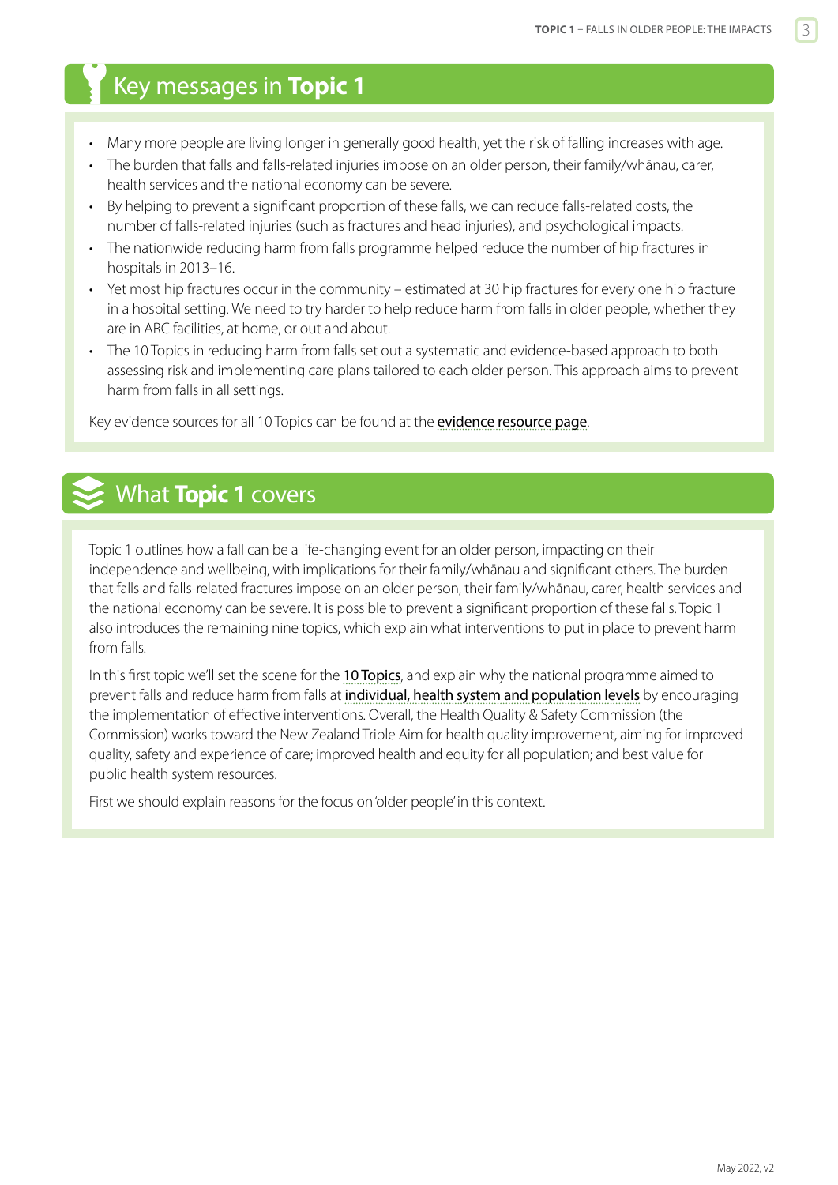## Key messages in **Topic 1**

- Many more people are living longer in generally good health, yet the risk of falling increases with age.
- The burden that falls and falls-related injuries impose on an older person, their family/whānau, carer, health services and the national economy can be severe.
- By helping to prevent a significant proportion of these falls, we can reduce falls-related costs, the number of falls-related injuries (such as fractures and head injuries), and psychological impacts.
- The nationwide reducing harm from falls programme helped reduce the number of hip fractures in hospitals in 2013–16.
- Yet most hip fractures occur in the community – estimated at 30 hip fractures for every one hip fracture in a hospital setting. We need to try harder to help reduce harm from falls in older people, whether they are in ARC facilities, at home, or out and about.
- The 10 Topics in reducing harm from falls set out a systematic and evidence-based approach to both assessing risk and implementing care plans tailored to each older person. This approach aims to prevent harm from falls in all settings.

Key evidence sources for all 10 Topics can be found at the evidence resource page.

## What **Topic 1** covers

Topic 1 outlines how a fall can be a life-changing event for an older person, impacting on their independence and wellbeing, with implications for their family/whānau and significant others. The burden that falls and falls-related fractures impose on an older person, their family/whānau, carer, health services and the national economy can be severe. It is possible to prevent a significant proportion of these falls. Topic 1 also introduces the remaining nine topics, which explain what interventions to put in place to prevent harm from falls.

In this first topic we'll set the scene for the 10 Topics, and explain why the national programme aimed to prevent falls and reduce harm from falls at individual, health system and population levels by encouraging the implementation of effective interventions. Overall, the Health Quality & Safety Commission (the Commission) works toward the New Zealand Triple Aim for health quality improvement, aiming for improved quality, safety and experience of care; improved health and equity for all population; and best value for public health system resources.

First we should explain reasons for the focus on 'older people' in this context.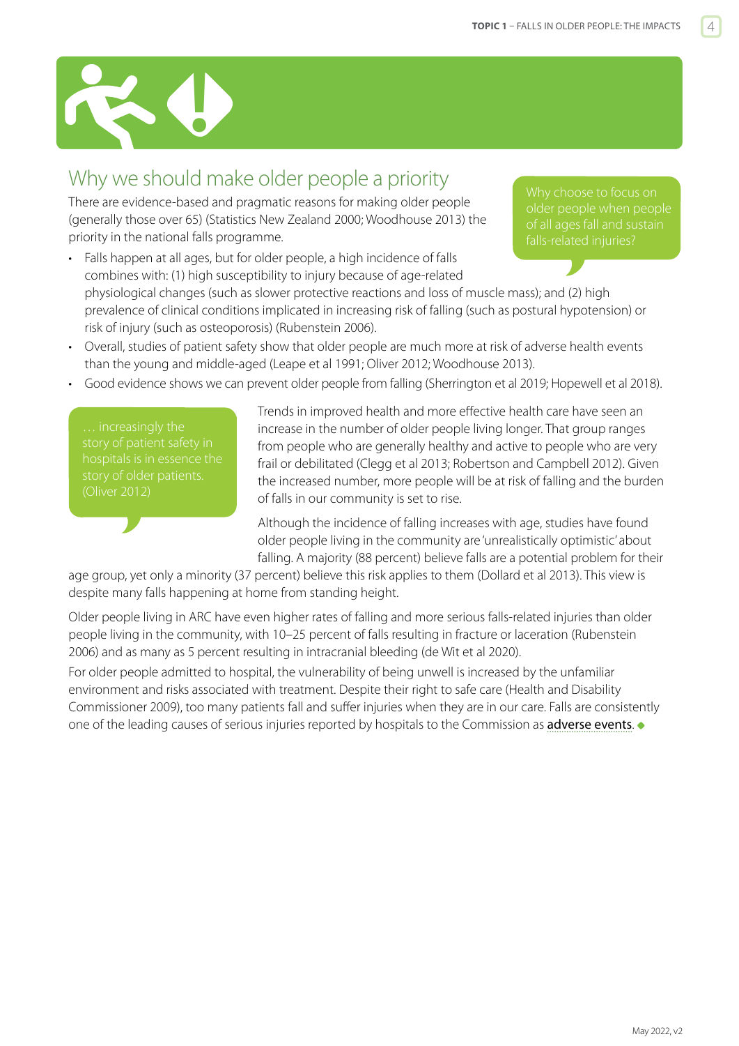## Why we should make older people a priority

There are evidence-based and pragmatic reasons for making older people (generally those over 65) (Statistics New Zealand 2000; Woodhouse 2013) the priority in the national falls programme.

> Why choose to focus on older people when people of all ages fall and sustain falls-related injuries?

- Falls happen at all ages, but for older people, a high incidence of falls combines with: (1) high susceptibility to injury because of age-related physiological changes (such as slower protective reactions and loss of muscle mass); and (2) high prevalence of clinical conditions implicated in increasing risk of falling (such as postural hypotension) or risk of injury (such as osteoporosis) (Rubenstein 2006).
- Overall, studies of patient safety show that older people are much more at risk of adverse health events than the young and middle-aged (Leape et al 1991; Oliver 2012; Woodhouse 2013).
- Good evidence shows we can prevent older people from falling (Sherrington et al 2019; Hopewell et al 2018).

> … increasingly the story of patient safety in hospitals is in essence the story of older patients. (Oliver 2012)

Trends in improved health and more effective health care have seen an increase in the number of older people living longer. That group ranges from people who are generally healthy and active to people who are very frail or debilitated (Clegg et al 2013; Robertson and Campbell 2012). Given the increased number, more people will be at risk of falling and the burden of falls in our community is set to rise.

Although the incidence of falling increases with age, studies have found older people living in the community are 'unrealistically optimistic' about falling. A majority (88 percent) believe falls are a potential problem for their age group, yet only a minority (37 percent) believe this risk applies to them (Dollard et al 2013). This view is despite many falls happening at home from standing height.

Older people living in ARC have even higher rates of falling and more serious falls-related injuries than older people living in the community, with 10–25 percent of falls resulting in fracture or laceration (Rubenstein 2006) and as many as 5 percent resulting in intracranial bleeding (de Wit et al 2020).

For older people admitted to hospital, the vulnerability of being unwell is increased by the unfamiliar environment and risks associated with treatment. Despite their right to safe care (Health and Disability Commissioner 2009), too many patients fall and suffer injuries when they are in our care. Falls are consistently one of the leading causes of serious injuries reported by hospitals to the Commission as adverse events. ◆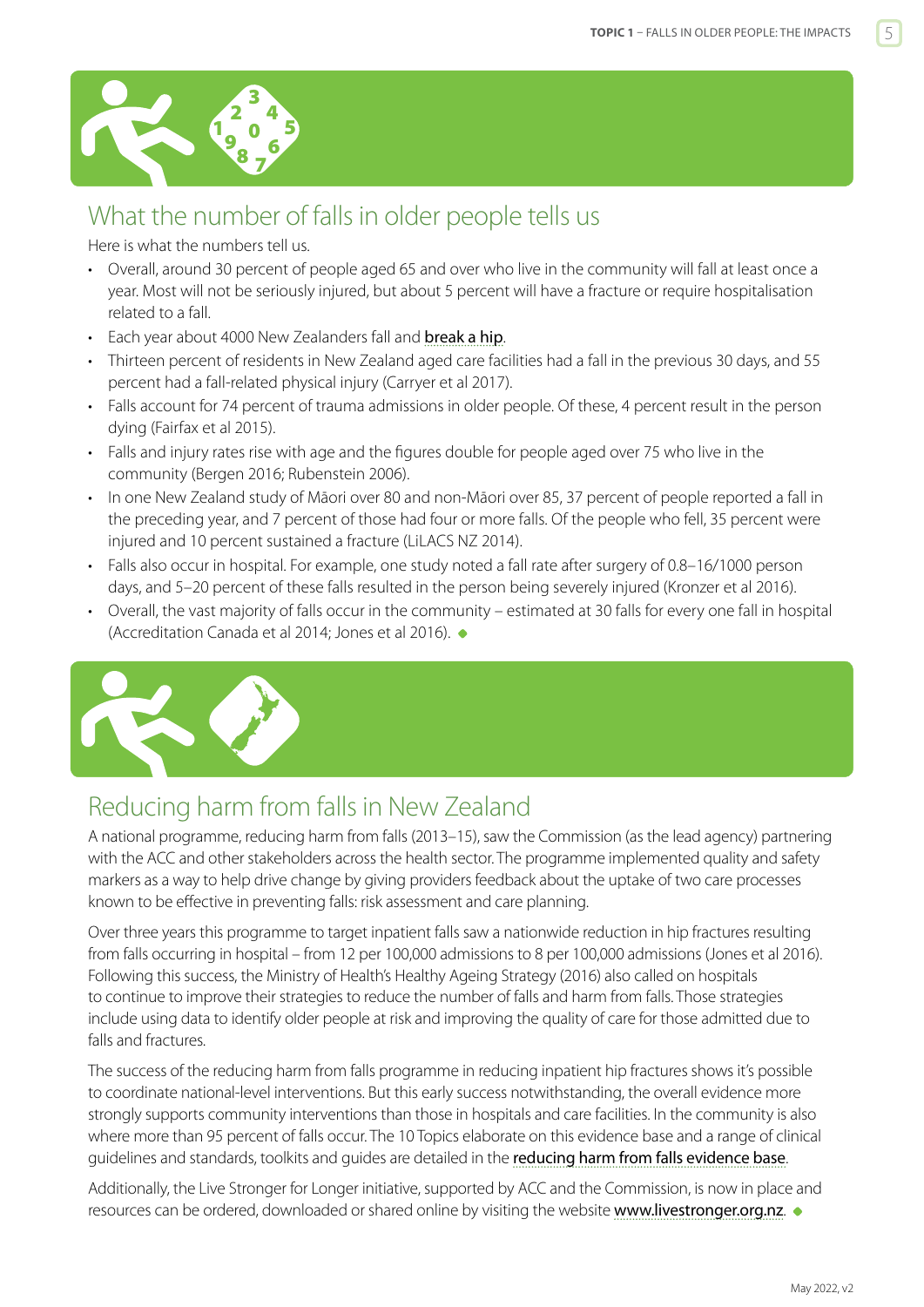## What the number of falls in older people tells us

Here is what the numbers tell us.

- Overall, around 30 percent of people aged 65 and over who live in the community will fall at least once a year. Most will not be seriously injured, but about 5 percent will have a fracture or require hospitalisation related to a fall.
- Each year about 4000 New Zealanders fall and break a hip.
- Thirteen percent of residents in New Zealand aged care facilities had a fall in the previous 30 days, and 55 percent had a fall-related physical injury (Carryer et al 2017).
- Falls account for 74 percent of trauma admissions in older people. Of these, 4 percent result in the person dying (Fairfax et al 2015).
- Falls and injury rates rise with age and the figures double for people aged over 75 who live in the community (Bergen 2016; Rubenstein 2006).
- In one New Zealand study of Māori over 80 and non-Māori over 85, 37 percent of people reported a fall in the preceding year, and 7 percent of those had four or more falls. Of the people who fell, 35 percent were injured and 10 percent sustained a fracture (LiLACS NZ 2014).
- Falls also occur in hospital. For example, one study noted a fall rate after surgery of 0.8–16/1000 person days, and 5–20 percent of these falls resulted in the person being severely injured (Kronzer et al 2016).
- Overall, the vast majority of falls occur in the community – estimated at 30 falls for every one fall in hospital (Accreditation Canada et al 2014; Jones et al 2016).

## Reducing harm from falls in New Zealand

A national programme, reducing harm from falls (2013–15), saw the Commission (as the lead agency) partnering with the ACC and other stakeholders across the health sector. The programme implemented quality and safety markers as a way to help drive change by giving providers feedback about the uptake of two care processes known to be effective in preventing falls: risk assessment and care planning.

Over three years this programme to target inpatient falls saw a nationwide reduction in hip fractures resulting from falls occurring in hospital – from 12 per 100,000 admissions to 8 per 100,000 admissions (Jones et al 2016). Following this success, the Ministry of Health's Healthy Ageing Strategy (2016) also called on hospitals to continue to improve their strategies to reduce the number of falls and harm from falls. Those strategies include using data to identify older people at risk and improving the quality of care for those admitted due to falls and fractures.

The success of the reducing harm from falls programme in reducing inpatient hip fractures shows it's possible to coordinate national-level interventions. But this early success notwithstanding, the overall evidence more strongly supports community interventions than those in hospitals and care facilities. In the community is also where more than 95 percent of falls occur. The 10 Topics elaborate on this evidence base and a range of clinical guidelines and standards, toolkits and guides are detailed in the reducing harm from falls evidence base.

Additionally, the Live Stronger for Longer initiative, supported by ACC and the Commission, is now in place and resources can be ordered, downloaded or shared online by visiting the website www.livestronger.org.nz.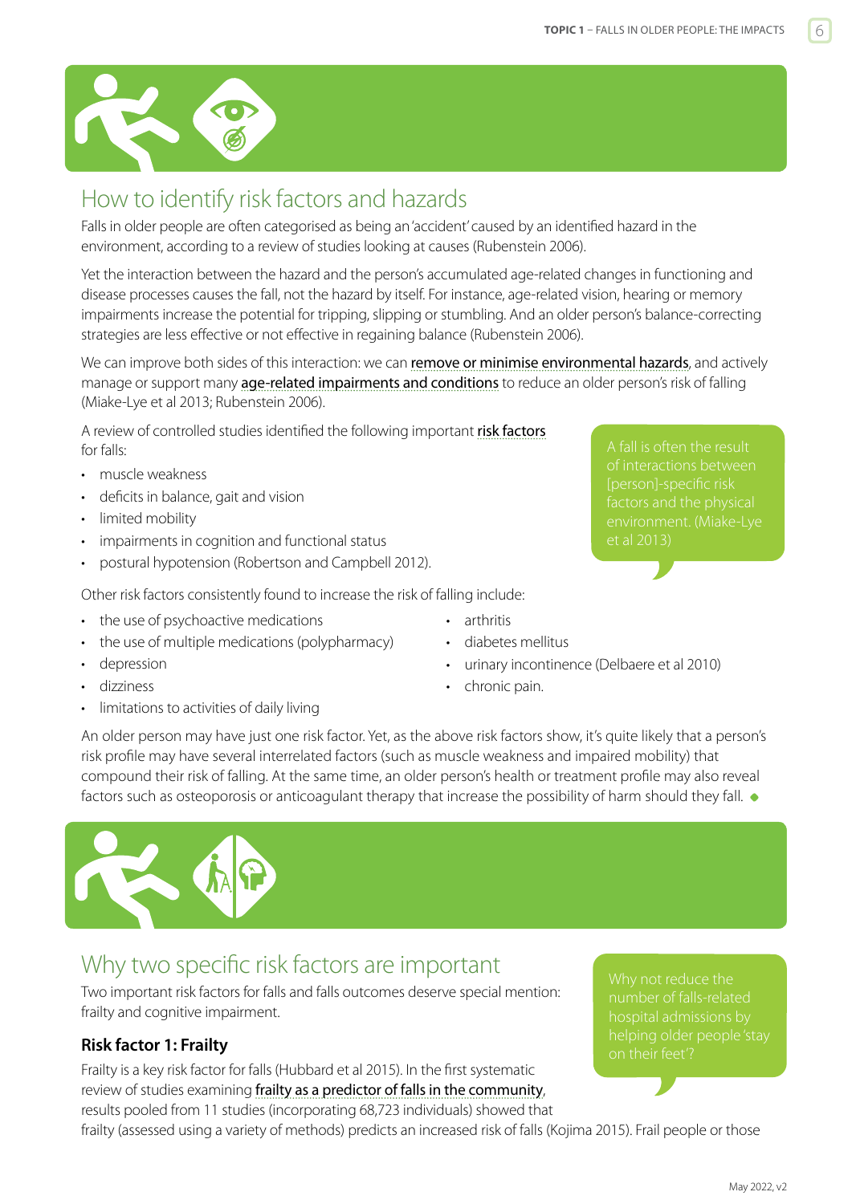## How to identify risk factors and hazards

Falls in older people are often categorised as being an 'accident' caused by an identified hazard in the environment, according to a review of studies looking at causes (Rubenstein 2006).

Yet the interaction between the hazard and the person's accumulated age-related changes in functioning and disease processes causes the fall, not the hazard by itself. For instance, age-related vision, hearing or memory impairments increase the potential for tripping, slipping or stumbling. And an older person's balance-correcting strategies are less effective or not effective in regaining balance (Rubenstein 2006).

We can improve both sides of this interaction: we can remove or minimise environmental hazards, and actively manage or support many age-related impairments and conditions to reduce an older person's risk of falling (Miake-Lye et al 2013; Rubenstein 2006).

> A fall is often the result of interactions between [person]-specific risk factors and the physical environment. (Miake-Lye et al 2013)

A review of controlled studies identified the following important risk factors for falls:

- muscle weakness
- deficits in balance, gait and vision
- limited mobility
- impairments in cognition and functional status
- postural hypotension (Robertson and Campbell 2012).

Other risk factors consistently found to increase the risk of falling include:

- the use of psychoactive medications
- the use of multiple medications (polypharmacy)
- depression
- dizziness
- limitations to activities of daily living
- arthritis
- diabetes mellitus
- urinary incontinence (Delbaere et al 2010)
- chronic pain.

An older person may have just one risk factor. Yet, as the above risk factors show, it's quite likely that a person's risk profile may have several interrelated factors (such as muscle weakness and impaired mobility) that compound their risk of falling. At the same time, an older person's health or treatment profile may also reveal factors such as osteoporosis or anticoagulant therapy that increase the possibility of harm should they fall.

## Why two specific risk factors are important

Two important risk factors for falls and falls outcomes deserve special mention: frailty and cognitive impairment.

> Why not reduce the number of falls-related hospital admissions by helping older people 'stay on their feet'?

### Risk factor 1: Frailty

Frailty is a key risk factor for falls (Hubbard et al 2015). In the first systematic review of studies examining frailty as a predictor of falls in the community, results pooled from 11 studies (incorporating 68,723 individuals) showed that frailty (assessed using a variety of methods) predicts an increased risk of falls (Kojima 2015). Frail people or those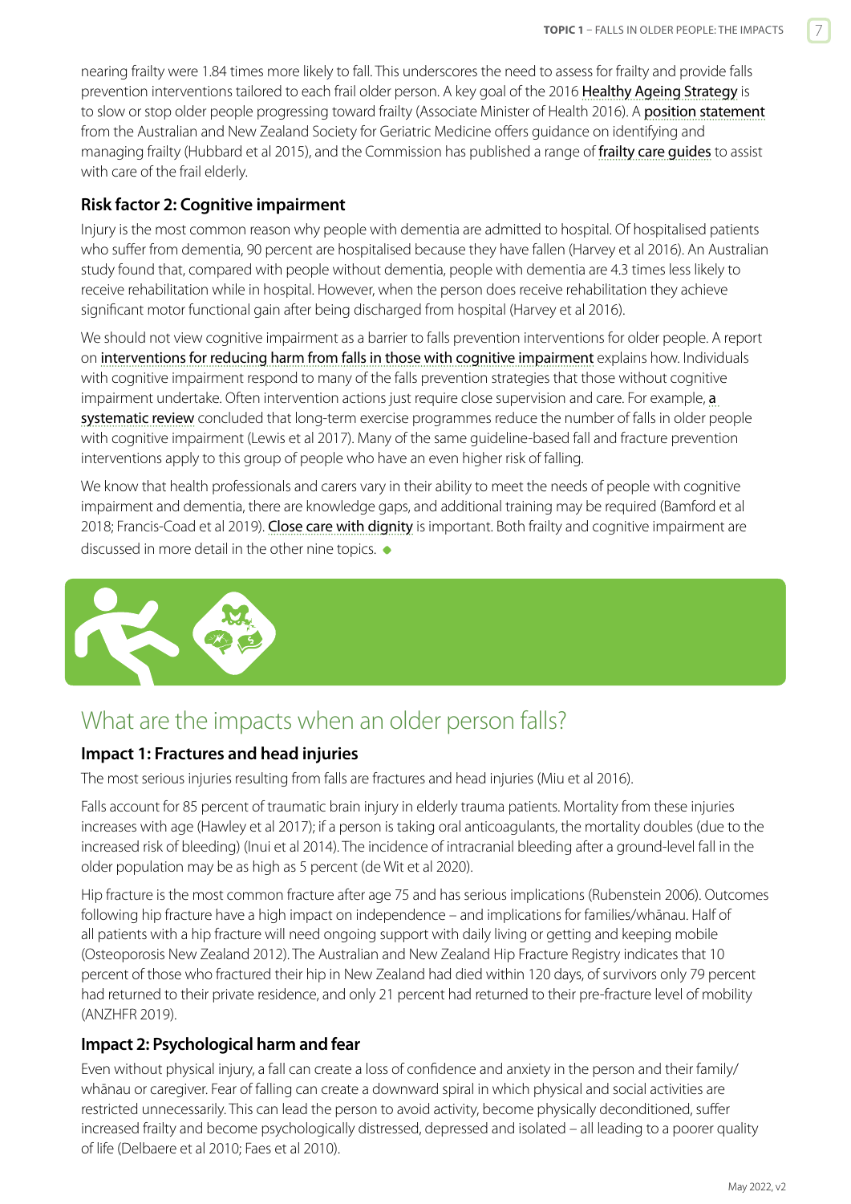nearing frailty were 1.84 times more likely to fall. This underscores the need to assess for frailty and provide falls prevention interventions tailored to each frail older person. A key goal of the 2016 Healthy Ageing Strategy is to slow or stop older people progressing toward frailty (Associate Minister of Health 2016). A position statement from the Australian and New Zealand Society for Geriatric Medicine offers guidance on identifying and managing frailty (Hubbard et al 2015), and the Commission has published a range of frailty care guides to assist with care of the frail elderly.

### Risk factor 2: Cognitive impairment

Injury is the most common reason why people with dementia are admitted to hospital. Of hospitalised patients who suffer from dementia, 90 percent are hospitalised because they have fallen (Harvey et al 2016). An Australian study found that, compared with people without dementia, people with dementia are 4.3 times less likely to receive rehabilitation while in hospital. However, when the person does receive rehabilitation they achieve significant motor functional gain after being discharged from hospital (Harvey et al 2016).

We should not view cognitive impairment as a barrier to falls prevention interventions for older people. A report on interventions for reducing harm from falls in those with cognitive impairment explains how. Individuals with cognitive impairment respond to many of the falls prevention strategies that those without cognitive impairment undertake. Often intervention actions just require close supervision and care. For example, a systematic review concluded that long-term exercise programmes reduce the number of falls in older people with cognitive impairment (Lewis et al 2017). Many of the same guideline-based fall and fracture prevention interventions apply to this group of people who have an even higher risk of falling.

We know that health professionals and carers vary in their ability to meet the needs of people with cognitive impairment and dementia, there are knowledge gaps, and additional training may be required (Bamford et al 2018; Francis-Coad et al 2019). Close care with dignity is important. Both frailty and cognitive impairment are discussed in more detail in the other nine topics. ◆

## What are the impacts when an older person falls?

### Impact 1: Fractures and head injuries

The most serious injuries resulting from falls are fractures and head injuries (Miu et al 2016).

Falls account for 85 percent of traumatic brain injury in elderly trauma patients. Mortality from these injuries increases with age (Hawley et al 2017); if a person is taking oral anticoagulants, the mortality doubles (due to the increased risk of bleeding) (Inui et al 2014). The incidence of intracranial bleeding after a ground-level fall in the older population may be as high as 5 percent (de Wit et al 2020).

Hip fracture is the most common fracture after age 75 and has serious implications (Rubenstein 2006). Outcomes following hip fracture have a high impact on independence – and implications for families/whānau. Half of all patients with a hip fracture will need ongoing support with daily living or getting and keeping mobile (Osteoporosis New Zealand 2012). The Australian and New Zealand Hip Fracture Registry indicates that 10 percent of those who fractured their hip in New Zealand had died within 120 days, of survivors only 79 percent had returned to their private residence, and only 21 percent had returned to their pre-fracture level of mobility (ANZHFR 2019).

### Impact 2: Psychological harm and fear

Even without physical injury, a fall can create a loss of confidence and anxiety in the person and their family/whānau or caregiver. Fear of falling can create a downward spiral in which physical and social activities are restricted unnecessarily. This can lead the person to avoid activity, become physically deconditioned, suffer increased frailty and become psychologically distressed, depressed and isolated – all leading to a poorer quality of life (Delbaere et al 2010; Faes et al 2010).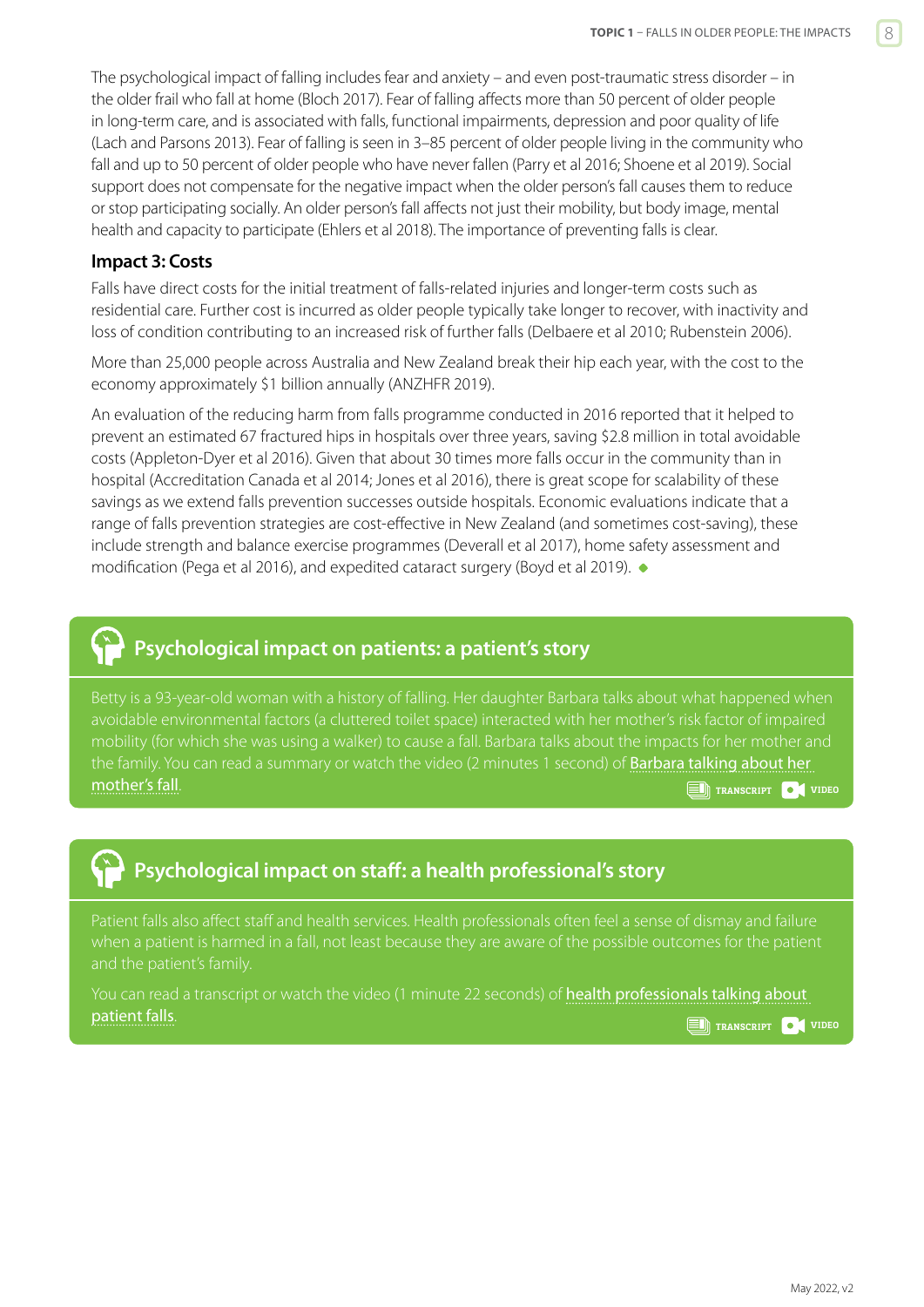The psychological impact of falling includes fear and anxiety – and even post-traumatic stress disorder – in the older frail who fall at home (Bloch 2017). Fear of falling affects more than 50 percent of older people in long-term care, and is associated with falls, functional impairments, depression and poor quality of life (Lach and Parsons 2013). Fear of falling is seen in 3–85 percent of older people living in the community who fall and up to 50 percent of older people who have never fallen (Parry et al 2016; Shoene et al 2019). Social support does not compensate for the negative impact when the older person's fall causes them to reduce or stop participating socially. An older person's fall affects not just their mobility, but body image, mental health and capacity to participate (Ehlers et al 2018). The importance of preventing falls is clear.

### Impact 3: Costs

Falls have direct costs for the initial treatment of falls-related injuries and longer-term costs such as residential care. Further cost is incurred as older people typically take longer to recover, with inactivity and loss of condition contributing to an increased risk of further falls (Delbaere et al 2010; Rubenstein 2006).

More than 25,000 people across Australia and New Zealand break their hip each year, with the cost to the economy approximately $1 billion annually (ANZHFR 2019).

An evaluation of the reducing harm from falls programme conducted in 2016 reported that it helped to prevent an estimated 67 fractured hips in hospitals over three years, saving $2.8 million in total avoidable costs (Appleton-Dyer et al 2016). Given that about 30 times more falls occur in the community than in hospital (Accreditation Canada et al 2014; Jones et al 2016), there is great scope for scalability of these savings as we extend falls prevention successes outside hospitals. Economic evaluations indicate that a range of falls prevention strategies are cost-effective in New Zealand (and sometimes cost-saving), these include strength and balance exercise programmes (Deverall et al 2017), home safety assessment and modification (Pega et al 2016), and expedited cataract surgery (Boyd et al 2019). ◆

## Psychological impact on patients: a patient's story

Betty is a 93-year-old woman with a history of falling. Her daughter Barbara talks about what happened when avoidable environmental factors (a cluttered toilet space) interacted with her mother's risk factor of impaired mobility (for which she was using a walker) to cause a fall. Barbara talks about the impacts for her mother and the family. You can read a summary or watch the video (2 minutes 1 second) of Barbara talking about her mother's fall.

TRANSCRIPT VIDEO

## Psychological impact on staff: a health professional's story

Patient falls also affect staff and health services. Health professionals often feel a sense of dismay and failure when a patient is harmed in a fall, not least because they are aware of the possible outcomes for the patient and the patient's family.

You can read a transcript or watch the video (1 minute 22 seconds) of health professionals talking about patient falls.

TRANSCRIPT VIDEO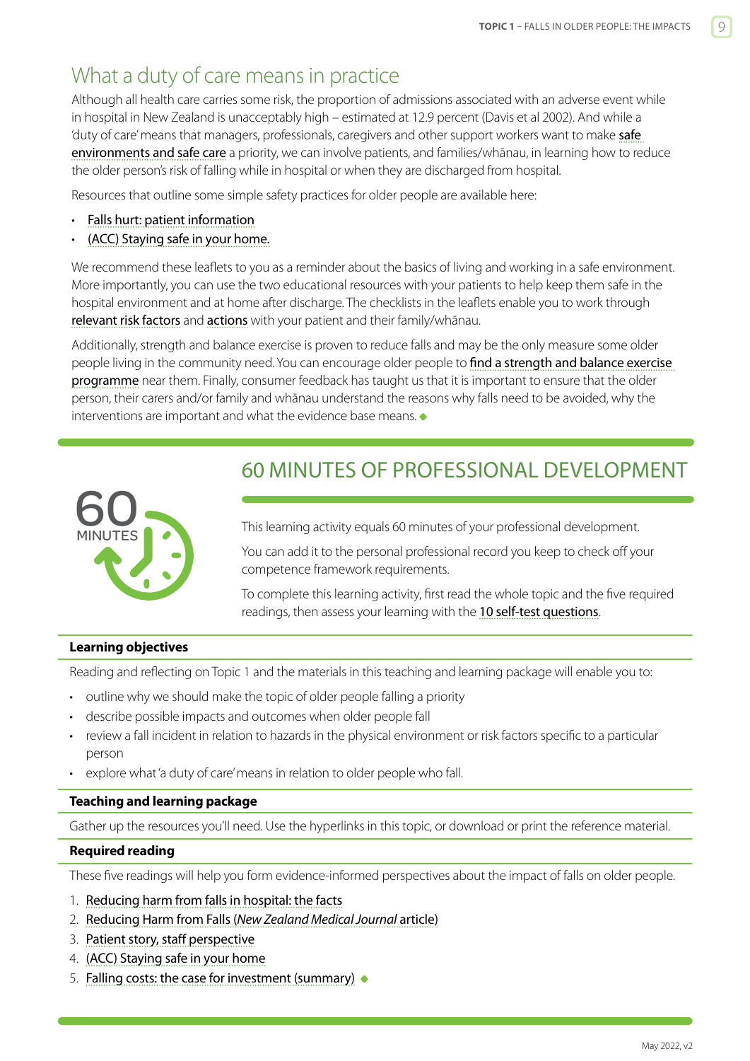## What a duty of care means in practice

Although all health care carries some risk, the proportion of admissions associated with an adverse event while in hospital in New Zealand is unacceptably high – estimated at 12.9 percent (Davis et al 2002). And while a 'duty of care' means that managers, professionals, caregivers and other support workers want to make safe environments and safe care a priority, we can involve patients, and families/whānau, in learning how to reduce the older person's risk of falling while in hospital or when they are discharged from hospital.

Resources that outline some simple safety practices for older people are available here:

- Falls hurt: patient information
- (ACC) Staying safe in your home.

We recommend these leaflets to you as a reminder about the basics of living and working in a safe environment. More importantly, you can use the two educational resources with your patients to help keep them safe in the hospital environment and at home after discharge. The checklists in the leaflets enable you to work through relevant risk factors and actions with your patient and their family/whānau.

Additionally, strength and balance exercise is proven to reduce falls and may be the only measure some older people living in the community need. You can encourage older people to find a strength and balance exercise programme near them. Finally, consumer feedback has taught us that it is important to ensure that the older person, their carers and/or family and whānau understand the reasons why falls need to be avoided, why the interventions are important and what the evidence base means.

## 60 MINUTES OF PROFESSIONAL DEVELOPMENT

60 MINUTES

This learning activity equals 60 minutes of your professional development.

You can add it to the personal professional record you keep to check off your competence framework requirements.

To complete this learning activity, first read the whole topic and the five required readings, then assess your learning with the 10 self-test questions.

### Learning objectives

Reading and reflecting on Topic 1 and the materials in this teaching and learning package will enable you to:

- outline why we should make the topic of older people falling a priority
- describe possible impacts and outcomes when older people fall
- review a fall incident in relation to hazards in the physical environment or risk factors specific to a particular person
- explore what 'a duty of care' means in relation to older people who fall.

### Teaching and learning package

Gather up the resources you'll need. Use the hyperlinks in this topic, or download or print the reference material.

### Required reading

These five readings will help you form evidence-informed perspectives about the impact of falls on older people.

1. Reducing harm from falls in hospital: the facts
2. Reducing Harm from Falls (*New Zealand Medical Journal* article)
3. Patient story, staff perspective
4. (ACC) Staying safe in your home
5. Falling costs: the case for investment (summary)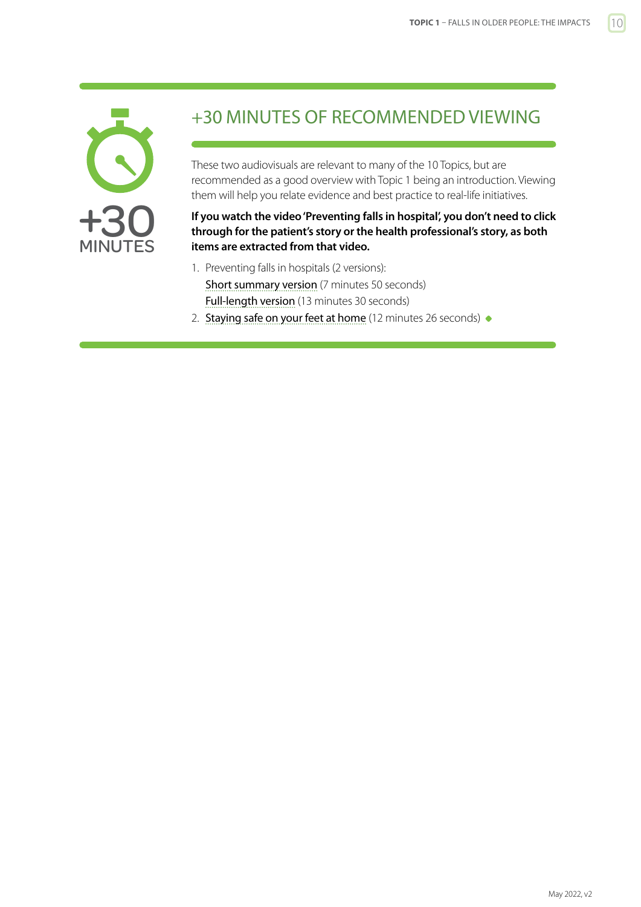+30 MINUTES

## +30 MINUTES OF RECOMMENDED VIEWING

These two audiovisuals are relevant to many of the 10 Topics, but are recommended as a good overview with Topic 1 being an introduction. Viewing them will help you relate evidence and best practice to real-life initiatives.

**If you watch the video 'Preventing falls in hospital', you don't need to click through for the patient's story or the health professional's story, as both items are extracted from that video.**

1. Preventing falls in hospitals (2 versions):
   Short summary version (7 minutes 50 seconds)
   Full-length version (13 minutes 30 seconds)
2. Staying safe on your feet at home (12 minutes 26 seconds)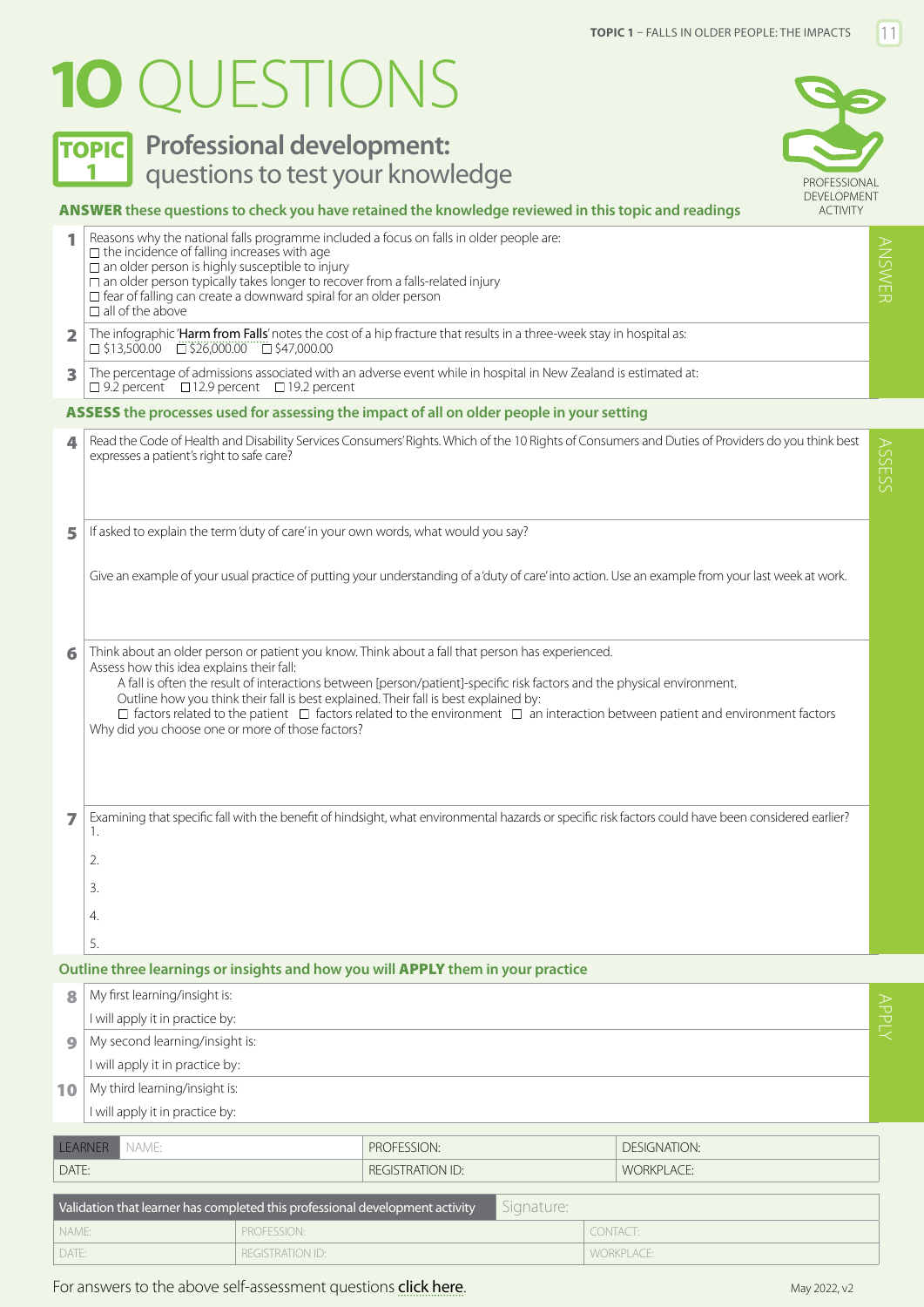# 10 QUESTIONS

## TOPIC 1 Professional development: questions to test your knowledge

PROFESSIONAL DEVELOPMENT ACTIVITY

**ANSWER** these questions to check you have retained the knowledge reviewed in this topic and readings

**1** Reasons why the national falls programme included a focus on falls in older people are:
- ☐ the incidence of falling increases with age
- ☐ an older person is highly susceptible to injury
- ☐ an older person typically takes longer to recover from a falls-related injury
- ☐ fear of falling can create a downward spiral for an older person
- ☐ all of the above

**2** The infographic 'Harm from Falls' notes the cost of a hip fracture that results in a three-week stay in hospital as:
☐ $13,500.00 ☐ $26,000.00 ☐ $47,000.00

**3** The percentage of admissions associated with an adverse event while in hospital in New Zealand is estimated at:
☐ 9.2 percent ☐ 12.9 percent ☐ 19.2 percent

**ASSESS** the processes used for assessing the impact of all on older people in your setting

**4** Read the Code of Health and Disability Services Consumers' Rights. Which of the 10 Rights of Consumers and Duties of Providers do you think best expresses a patient's right to safe care?

**5** If asked to explain the term 'duty of care' in your own words, what would you say?

Give an example of your usual practice of putting your understanding of a 'duty of care' into action. Use an example from your last week at work.

**6** Think about an older person or patient you know. Think about a fall that person has experienced.
Assess how this idea explains their fall:

A fall is often the result of interactions between [person/patient]-specific risk factors and the physical environment.
Outline how you think their fall is best explained. Their fall is best explained by:
☐ factors related to the patient ☐ factors related to the environment ☐ an interaction between patient and environment factors

Why did you choose one or more of those factors?

**7** Examining that specific fall with the benefit of hindsight, what environmental hazards or specific risk factors could have been considered earlier?
1.
2.
3.
4.
5.

Outline three learnings or insights and how you will **APPLY** them in your practice

**8** My first learning/insight is:
I will apply it in practice by:

**9** My second learning/insight is:
I will apply it in practice by:

**10** My third learning/insight is:
I will apply it in practice by:

| LEARNER NAME: | PROFESSION: | DESIGNATION: |
|---|---|---|
| DATE: | REGISTRATION ID: | WORKPLACE: |

| Validation that learner has completed this professional development activity | | Signature: |
|---|---|---|
| NAME: | PROFESSION: | CONTACT: |
| DATE: | REGISTRATION ID: | WORKPLACE: |

For answers to the above self-assessment questions click here.

May 2022, v2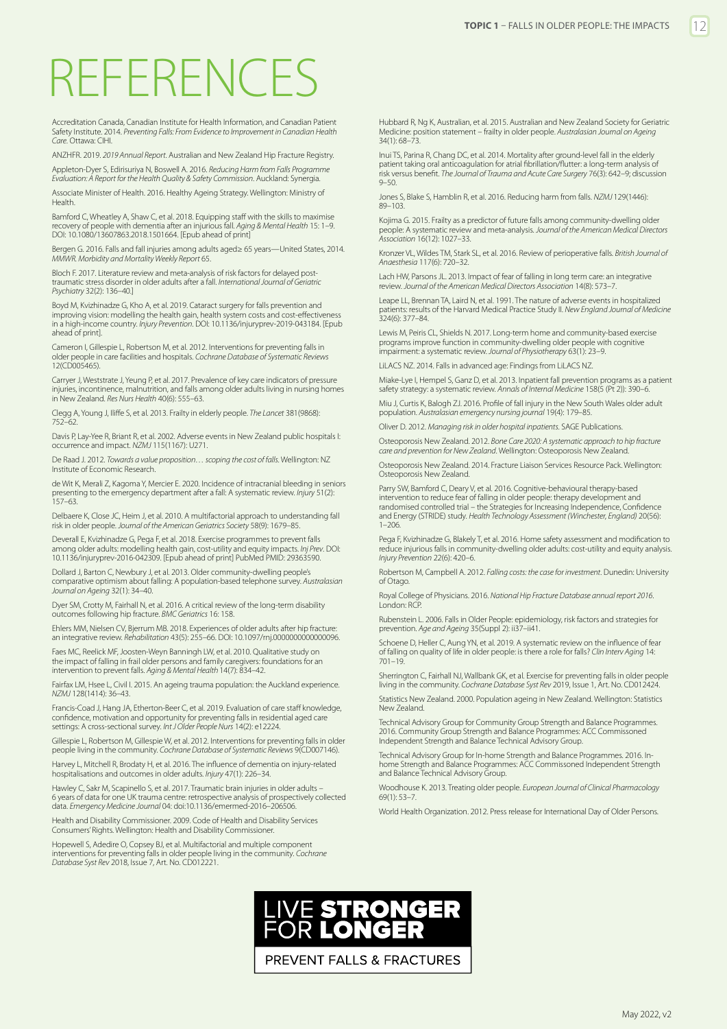# REFERENCES

Accreditation Canada, Canadian Institute for Health Information, and Canadian Patient Safety Institute. 2014. *Preventing Falls: From Evidence to Improvement in Canadian Health Care*. Ottawa: CIHI.

ANZHFR. 2019. *2019 Annual Report*. Australian and New Zealand Hip Fracture Registry.

Appleton-Dyer S, Edirisuriya N, Boswell A. 2016. *Reducing Harm from Falls Programme Evaluation: A Report for the Health Quality & Safety Commission*. Auckland: Synergia.

Associate Minister of Health. 2016. Healthy Ageing Strategy. Wellington: Ministry of Health.

Bamford C, Wheatley A, Shaw C, et al. 2018. Equipping staff with the skills to maximise recovery of people with dementia after an injurious fall. *Aging & Mental Health* 15: 1–9. DOI: 10.1080/13607863.2018.1501664. [Epub ahead of print]

Bergen G. 2016. Falls and fall injuries among adults aged≥ 65 years—United States, 2014. *MMWR. Morbidity and Mortality Weekly Report* 65.

Bloch F. 2017. Literature review and meta-analysis of risk factors for delayed post-traumatic stress disorder in older adults after a fall. *International Journal of Geriatric Psychiatry* 32(2): 136–40.]

Boyd M, Kvizhinadze G, Kho A, et al. 2019. Cataract surgery for falls prevention and improving vision: modelling the health gain, health system costs and cost-effectiveness in a high-income country. *Injury Prevention*. DOI: 10.1136/injuryprev-2019-043184. [Epub ahead of print].

Cameron I, Gillespie L, Robertson M, et al. 2012. Interventions for preventing falls in older people in care facilities and hospitals. *Cochrane Database of Systematic Reviews* 12(CD005465).

Carryer J, Weststrate J, Yeung P, et al. 2017. Prevalence of key care indicators of pressure injuries, incontinence, malnutrition, and falls among older adults living in nursing homes in New Zealand. *Res Nurs Health* 40(6): 555–63.

Clegg A, Young J, Iliffe S, et al. 2013. Frailty in elderly people. *The Lancet* 381(9868): 752–62.

Davis P, Lay-Yee R, Briant R, et al. 2002. Adverse events in New Zealand public hospitals I: occurrence and impact. *NZMJ* 115(1167): U271.

De Raad J. 2012. *Towards a value proposition… scoping the cost of falls*. Wellington: NZ Institute of Economic Research.

de Wit K, Merali Z, Kagoma Y, Mercier E. 2020. Incidence of intracranial bleeding in seniors presenting to the emergency department after a fall: A systematic review. *Injury* 51(2): 157–63.

Delbaere K, Close JC, Heim J, et al. 2010. A multifactorial approach to understanding fall risk in older people. *Journal of the American Geriatrics Society* 58(9): 1679–85.

Deverall E, Kvizhinadze G, Pega F, et al. 2018. Exercise programmes to prevent falls among older adults: modelling health gain, cost-utility and equity impacts. *Inj Prev*. DOI: 10.1136/injuryprev-2016-042309. [Epub ahead of print] PubMed PMID: 29363590.

Dollard J, Barton C, Newbury J, et al. 2013. Older community-dwelling people's comparative optimism about falling: A population-based telephone survey. *Australasian Journal on Ageing* 32(1): 34–40.

Dyer SM, Crotty M, Fairhall N, et al. 2016. A critical review of the long-term disability outcomes following hip fracture. *BMC Geriatrics* 16: 158.

Ehlers MM, Nielsen CV, Bjerrum MB. 2018. Experiences of older adults after hip fracture: an integrative review. *Rehabilitation* 43(5): 255–66. DOI: 10.1097/rnj.0000000000000096.

Faes MC, Reelick MF, Joosten-Weyn Banningh LW, et al. 2010. Qualitative study on the impact of falling in frail older persons and family caregivers: foundations for an intervention to prevent falls. *Aging & Mental Health* 14(7): 834–42.

Fairfax LM, Hsee L, Civil I. 2015. An ageing trauma population: the Auckland experience. *NZMJ* 128(1414): 36–43.

Francis-Coad J, Hang JA, Etherton-Beer C, et al. 2019. Evaluation of care staff knowledge, confidence, motivation and opportunity for preventing falls in residential aged care settings: A cross-sectional survey. *Int J Older People Nurs* 14(2): e12224.

Gillespie L, Robertson M, Gillespie W, et al. 2012. Interventions for preventing falls in older people living in the community. *Cochrane Database of Systematic Reviews* 9(CD007146).

Harvey L, Mitchell R, Brodaty H, et al. 2016. The influence of dementia on injury-related hospitalisations and outcomes in older adults. *Injury* 47(1): 226–34.

Hawley C, Sakr M, Scapinello S, et al. 2017. Traumatic brain injuries in older adults – 6 years of data for one UK trauma centre: retrospective analysis of prospectively collected data. *Emergency Medicine Journal* 04: doi:10.1136/emermed-2016–206506.

Health and Disability Commissioner. 2009. Code of Health and Disability Services Consumers' Rights. Wellington: Health and Disability Commissioner.

Hopewell S, Adedire O, Copsey BJ, et al. Multifactorial and multiple component interventions for preventing falls in older people living in the community. *Cochrane Database Syst Rev* 2018, Issue 7, Art. No. CD012221.

Hubbard R, Ng K, Australian, et al. 2015. Australian and New Zealand Society for Geriatric Medicine: position statement – frailty in older people. *Australasian Journal on Ageing* 34(1): 68–73.

Inui TS, Parina R, Chang DC, et al. 2014. Mortality after ground-level fall in the elderly patient taking oral anticoagulation for atrial fibrillation/flutter: a long-term analysis of risk versus benefit. *The Journal of Trauma and Acute Care Surgery* 76(3): 642–9; discussion 9–50.

Jones S, Blake S, Hamblin R, et al. 2016. Reducing harm from falls. *NZMJ* 129(1446): 89–103.

Kojima G. 2015. Frailty as a predictor of future falls among community-dwelling older people: A systematic review and meta-analysis. *Journal of the American Medical Directors Association* 16(12): 1027–33.

Kronzer VL, Wildes TM, Stark SL, et al. 2016. Review of perioperative falls. *British Journal of Anaesthesia* 117(6): 720–32.

Lach HW, Parsons JL. 2013. Impact of fear of falling in long term care: an integrative review. *Journal of the American Medical Directors Association* 14(8): 573–7.

Leape LL, Brennan TA, Laird N, et al. 1991. The nature of adverse events in hospitalized patients: results of the Harvard Medical Practice Study II. *New England Journal of Medicine* 324(6): 377–84.

Lewis M, Peiris CL, Shields N. 2017. Long-term home and community-based exercise programs improve function in community-dwelling older people with cognitive impairment: a systematic review. *Journal of Physiotherapy* 63(1): 23–9.

LiLACS NZ. 2014. Falls in advanced age: Findings from LiLACS NZ.

Miake-Lye I, Hempel S, Ganz D, et al. 2013. Inpatient fall prevention programs as a patient safety strategy: a systematic review. *Annals of Internal Medicine* 158(5 (Pt 2)): 390–6.

Miu J, Curtis K, Balogh ZJ. 2016. Profile of fall injury in the New South Wales older adult population. *Australasian emergency nursing journal* 19(4): 179–85.

Oliver D. 2012. *Managing risk in older hospital inpatients*. SAGE Publications.

Osteoporosis New Zealand. 2012. *Bone Care 2020: A systematic approach to hip fracture care and prevention for New Zealand*. Wellington: Osteoporosis New Zealand.

Osteoporosis New Zealand. 2014. Fracture Liaison Services Resource Pack. Wellington: Osteoporosis New Zealand.

Parry SW, Bamford C, Deary V, et al. 2016. Cognitive-behavioural therapy-based intervention to reduce fear of falling in older people: therapy development and randomised controlled trial – the Strategies for Increasing Independence, Confidence and Energy (STRIDE) study. *Health Technology Assessment (Winchester, England)* 20(56): 1–206.

Pega F, Kvizhinadze G, Blakely T, et al. 2016. Home safety assessment and modification to reduce injurious falls in community-dwelling older adults: cost-utility and equity analysis. *Injury Prevention* 22(6): 420–6.

Robertson M, Campbell A. 2012. *Falling costs: the case for investment*. Dunedin: University of Otago.

Royal College of Physicians. 2016. *National Hip Fracture Database annual report 2016*. London: RCP.

Rubenstein L. 2006. Falls in Older People: epidemiology, risk factors and strategies for prevention. *Age and Ageing* 35(Suppl 2): ii37–ii41.

Schoene D, Heller C, Aung YN, et al. 2019. A systematic review on the influence of fear of falling on quality of life in older people: is there a role for falls? *Clin Interv Aging* 14: 701–19.

Sherrington C, Fairhall NJ, Wallbank GK, et al. Exercise for preventing falls in older people living in the community. *Cochrane Database Syst Rev* 2019, Issue 1, Art. No. CD012424.

Statistics New Zealand. 2000. Population ageing in New Zealand. Wellington: Statistics New Zealand.

Technical Advisory Group for Community Group Strength and Balance Programmes. 2016. Community Group Strength and Balance Programmes: ACC Commissioned Independent Strength and Balance Technical Advisory Group.

Technical Advisory Group for In-home Strength and Balance Programmes. 2016. In-home Strength and Balance Programmes: ACC Commissioned Independent Strength and Balance Technical Advisory Group.

Woodhouse K. 2013. Treating older people. *European Journal of Clinical Pharmacology* 69(1): 53–7.

World Health Organization. 2012. Press release for International Day of Older Persons.

LIVE **STRONGER** FOR **LONGER**

PREVENT FALLS & FRACTURES

May 2022, v2